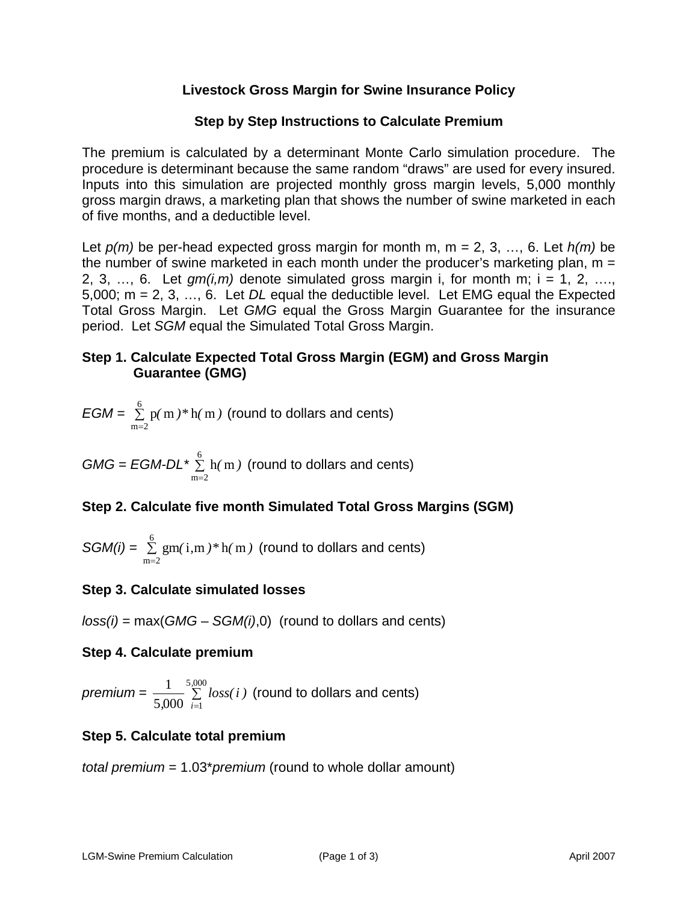# Livestock Gross Margin for Swine Insurance Policy

## Step by Step Instructions to Calculate Premium

The premium is calculated by a determinant Monte Carlo simulation procedure. The procedure is determinant because the same random "draws" are used for every insured. Inputs into this simulation are projected monthly gross margin levels, 5,000 monthly gross margin draws, a marketing plan that shows the number of swine marketed in each of five months, and a deductible level.

Let *p(m)* be per-head expected gross margin for month m, m = 2, 3, …, 6. Let *h(m)* be the number of swine marketed in each month under the producer's marketing plan, m = 2, 3, …, 6. Let *gm(i,m)* denote simulated gross margin i, for month m; i = 1, 2, …., 5,000; m = 2, 3, …, 6. Let *DL* equal the deductible level. Let EMG equal the Expected Total Gross Margin. Let *GMG* equal the Gross Margin Guarantee for the insurance period. Let *SGM* equal the Simulated Total Gross Margin.

### Step 1. Calculate Expected Total Gross Margin (EGM) and Gross Margin Guarantee (GMG)

*EGM* = $\sum_{m=2}^{6} p(m) * h(m)$ (round to dollars and cents)

*GMG* = *EGM-DL** $\sum_{m=2}^{6} h(m)$ (round to dollars and cents)

### Step 2. Calculate five month Simulated Total Gross Margins (SGM)

*SGM(i)* = $\sum_{m=2}^{6} gm(i,m) * h(m)$ (round to dollars and cents)

### Step 3. Calculate simulated losses

*loss(i)* = max(*GMG* – *SGM(i)*,0) (round to dollars and cents)

### Step 4. Calculate premium

*premium* = $\frac{1}{5{,}000} \sum_{i=1}^{5{,}000} loss(i)$ (round to dollars and cents)

### Step 5. Calculate total premium

*total premium* = 1.03**premium* (round to whole dollar amount)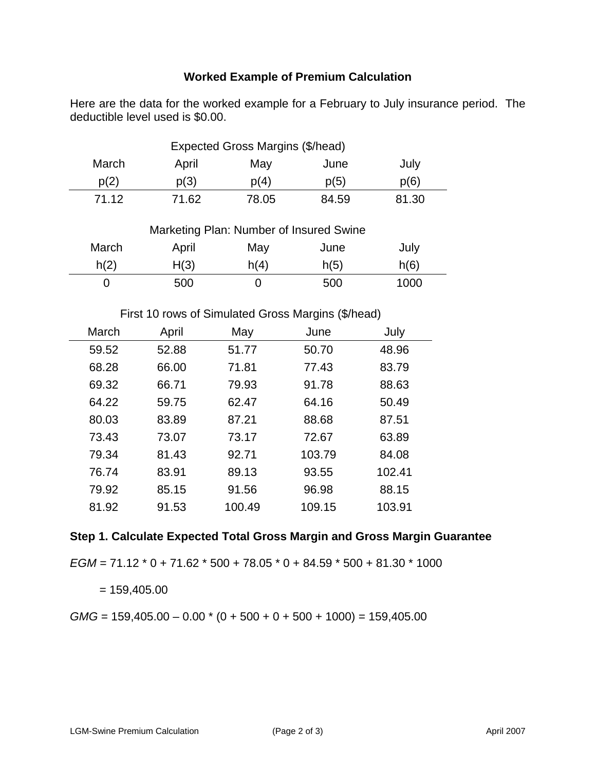## Worked Example of Premium Calculation

Here are the data for the worked example for a February to July insurance period. The deductible level used is $0.00.

Expected Gross Margins ($/head)

| March | April | May | June | July |
|---|---|---|---|---|
| $p(2)$ | $p(3)$ | $p(4)$ | $p(5)$ | $p(6)$ |
| 71.12 | 71.62 | 78.05 | 84.59 | 81.30 |

Marketing Plan: Number of Insured Swine

| March | April | May | June | July |
|---|---|---|---|---|
| $h(2)$ | $H(3)$ | $h(4)$ | $h(5)$ | $h(6)$ |
| 0 | 500 | 0 | 500 | 1000 |

First 10 rows of Simulated Gross Margins ($/head)

| March | April | May | June | July |
|---|---|---|---|---|
| 59.52 | 52.88 | 51.77 | 50.70 | 48.96 |
| 68.28 | 66.00 | 71.81 | 77.43 | 83.79 |
| 69.32 | 66.71 | 79.93 | 91.78 | 88.63 |
| 64.22 | 59.75 | 62.47 | 64.16 | 50.49 |
| 80.03 | 83.89 | 87.21 | 88.68 | 87.51 |
| 73.43 | 73.07 | 73.17 | 72.67 | 63.89 |
| 79.34 | 81.43 | 92.71 | 103.79 | 84.08 |
| 76.74 | 83.91 | 89.13 | 93.55 | 102.41 |
| 79.92 | 85.15 | 91.56 | 96.98 | 88.15 |
| 81.92 | 91.53 | 100.49 | 109.15 | 103.91 |

### Step 1. Calculate Expected Total Gross Margin and Gross Margin Guarantee

$EGM = 71.12 * 0 + 71.62 * 500 + 78.05 * 0 + 84.59 * 500 + 81.30 * 1000$

$= 159{,}405.00$

$GMG = 159{,}405.00 - 0.00 * (0 + 500 + 0 + 500 + 1000) = 159{,}405.00$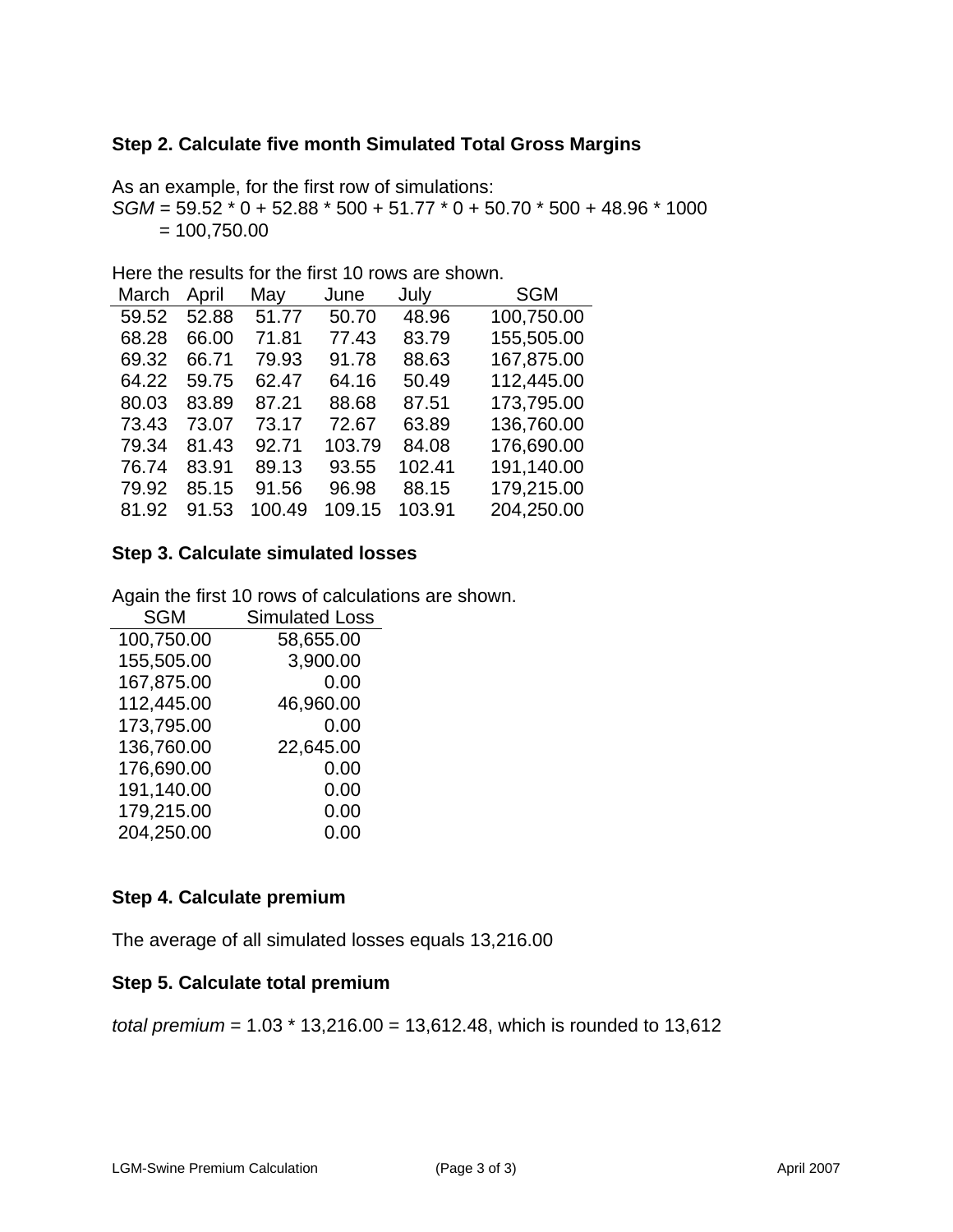### Step 2. Calculate five month Simulated Total Gross Margins

As an example, for the first row of simulations:

*SGM* = 59.52 * 0 + 52.88 * 500 + 51.77 * 0 + 50.70 * 500 + 48.96 * 1000
= 100,750.00

Here the results for the first 10 rows are shown.

| March | April | May | June | July | SGM |
|---|---|---|---|---|---|
| 59.52 | 52.88 | 51.77 | 50.70 | 48.96 | 100,750.00 |
| 68.28 | 66.00 | 71.81 | 77.43 | 83.79 | 155,505.00 |
| 69.32 | 66.71 | 79.93 | 91.78 | 88.63 | 167,875.00 |
| 64.22 | 59.75 | 62.47 | 64.16 | 50.49 | 112,445.00 |
| 80.03 | 83.89 | 87.21 | 88.68 | 87.51 | 173,795.00 |
| 73.43 | 73.07 | 73.17 | 72.67 | 63.89 | 136,760.00 |
| 79.34 | 81.43 | 92.71 | 103.79 | 84.08 | 176,690.00 |
| 76.74 | 83.91 | 89.13 | 93.55 | 102.41 | 191,140.00 |
| 79.92 | 85.15 | 91.56 | 96.98 | 88.15 | 179,215.00 |
| 81.92 | 91.53 | 100.49 | 109.15 | 103.91 | 204,250.00 |

### Step 3. Calculate simulated losses

Again the first 10 rows of calculations are shown.

| SGM | Simulated Loss |
|---|---|
| 100,750.00 | 58,655.00 |
| 155,505.00 | 3,900.00 |
| 167,875.00 | 0.00 |
| 112,445.00 | 46,960.00 |
| 173,795.00 | 0.00 |
| 136,760.00 | 22,645.00 |
| 176,690.00 | 0.00 |
| 191,140.00 | 0.00 |
| 179,215.00 | 0.00 |
| 204,250.00 | 0.00 |

### Step 4. Calculate premium

The average of all simulated losses equals 13,216.00

### Step 5. Calculate total premium

*total premium* = 1.03 * 13,216.00 = 13,612.48, which is rounded to 13,612